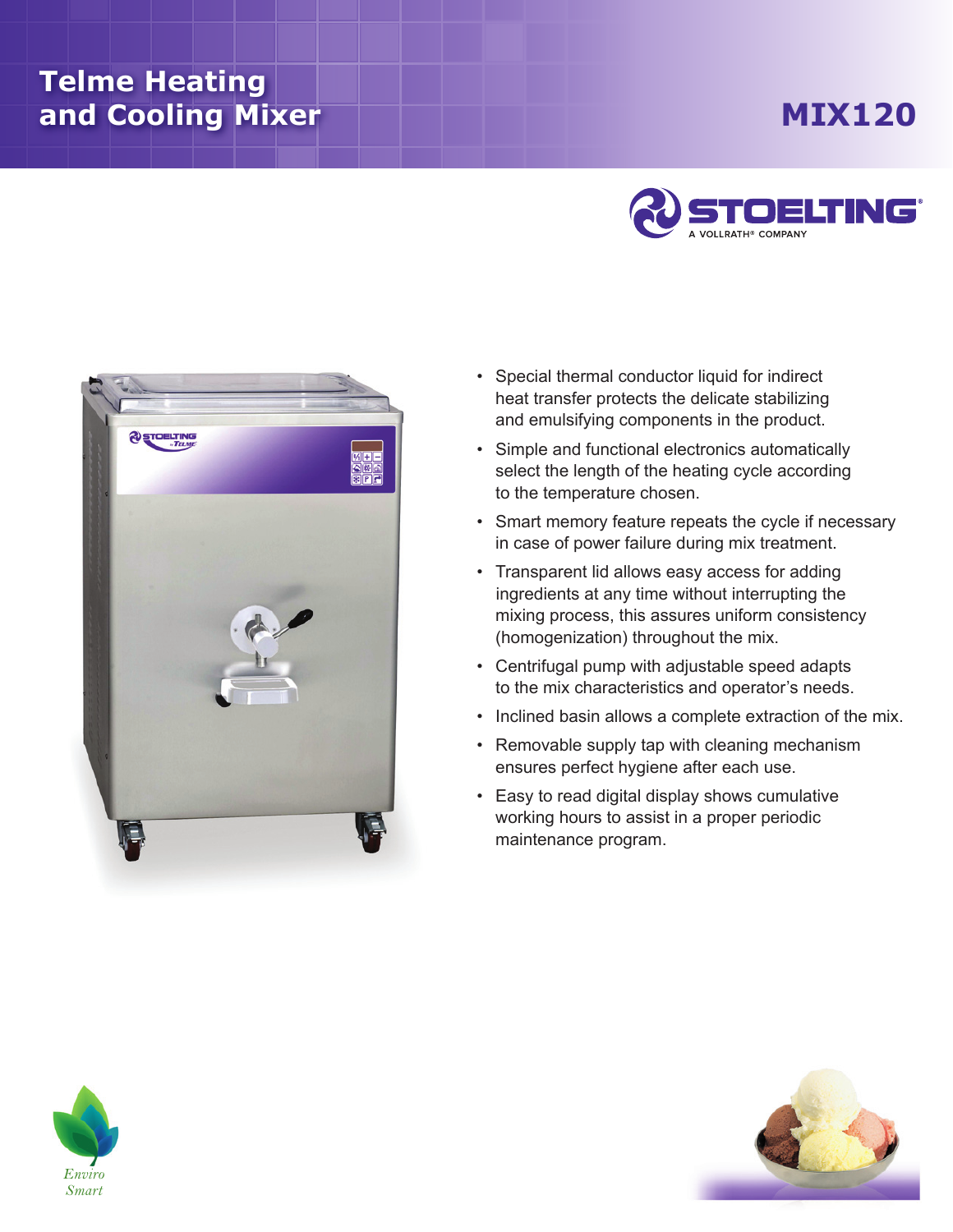# Telme Heating and Cooling Mixer

## MIX120

STOELTING
A VOLLRATH® COMPANY

- Special thermal conductor liquid for indirect heat transfer protects the delicate stabilizing and emulsifying components in the product.
- Simple and functional electronics automatically select the length of the heating cycle according to the temperature chosen.
- Smart memory feature repeats the cycle if necessary in case of power failure during mix treatment.
- Transparent lid allows easy access for adding ingredients at any time without interrupting the mixing process, this assures uniform consistency (homogenization) throughout the mix.
- Centrifugal pump with adjustable speed adapts to the mix characteristics and operator's needs.
- Inclined basin allows a complete extraction of the mix.
- Removable supply tap with cleaning mechanism ensures perfect hygiene after each use.
- Easy to read digital display shows cumulative working hours to assist in a proper periodic maintenance program.

Enviro Smart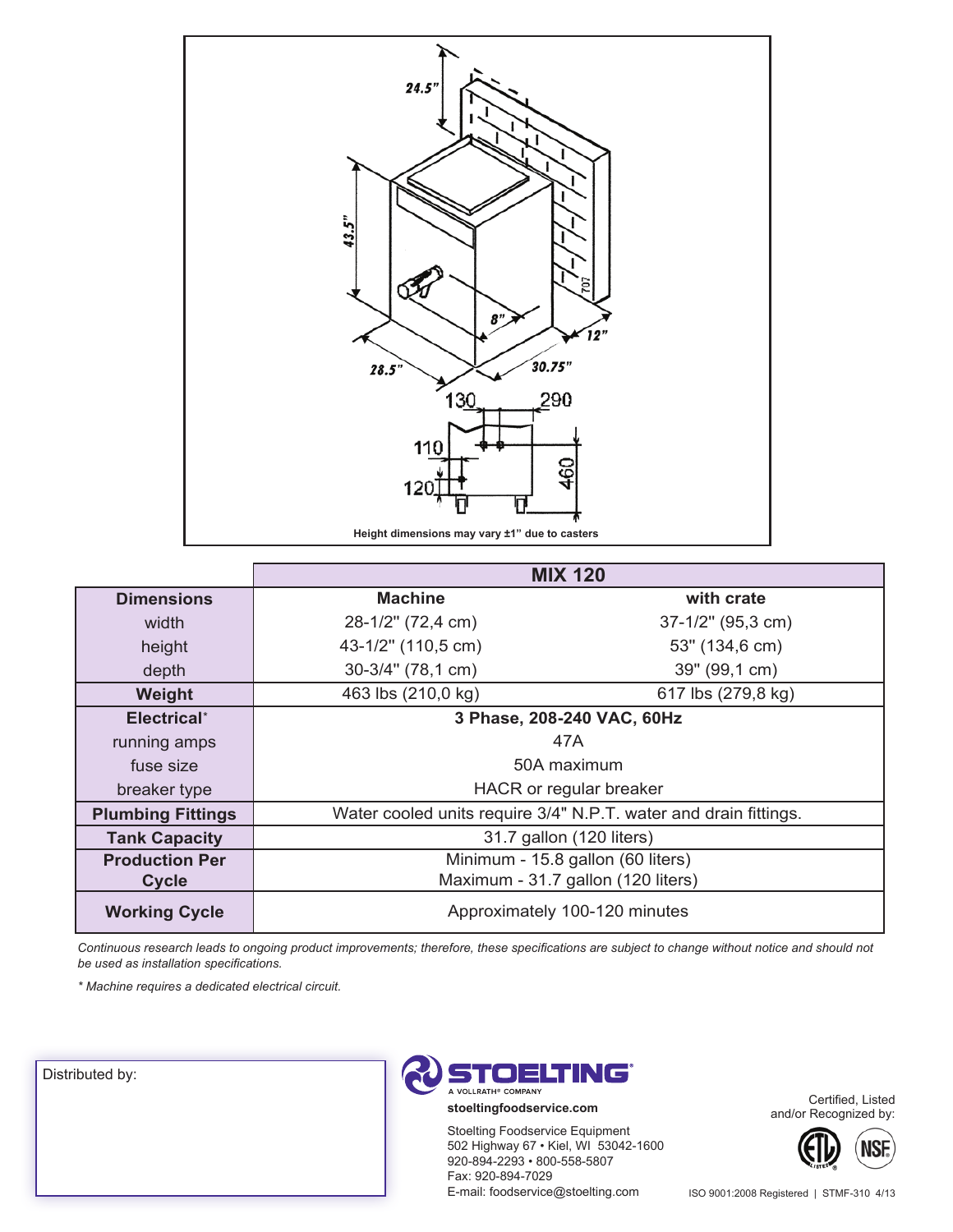24.5"

43.5"

8"

12"

28.5"

30.75"

130

290

110

120

460

707

Height dimensions may vary ±1" due to casters

| | MIX 120 | |
|---|---|---|
| **Dimensions** | **Machine** | **with crate** |
| width | 28-1/2" (72,4 cm) | 37-1/2" (95,3 cm) |
| height | 43-1/2" (110,5 cm) | 53" (134,6 cm) |
| depth | 30-3/4" (78,1 cm) | 39" (99,1 cm) |
| **Weight** | 463 lbs (210,0 kg) | 617 lbs (279,8 kg) |
| **Electrical*** | **3 Phase, 208-240 VAC, 60Hz** | |
| running amps | 47A | |
| fuse size | 50A maximum | |
| breaker type | HACR or regular breaker | |
| **Plumbing Fittings** | Water cooled units require 3/4" N.P.T. water and drain fittings. | |
| **Tank Capacity** | 31.7 gallon (120 liters) | |
| **Production Per Cycle** | Minimum - 15.8 gallon (60 liters)<br>Maximum - 31.7 gallon (120 liters) | |
| **Working Cycle** | Approximately 100-120 minutes | |

*Continuous research leads to ongoing product improvements; therefore, these specifications are subject to change without notice and should not be used as installation specifications.*

*\* Machine requires a dedicated electrical circuit.*

Distributed by:

STOELTING®
A VOLLRATH® COMPANY

**stoeltingfoodservice.com**

Stoelting Foodservice Equipment
502 Highway 67 • Kiel, WI 53042-1600
920-894-2293 • 800-558-5807
Fax: 920-894-7029
E-mail: foodservice@stoelting.com

Certified, Listed and/or Recognized by:

ISO 9001:2008 Registered | STMF-310 4/13